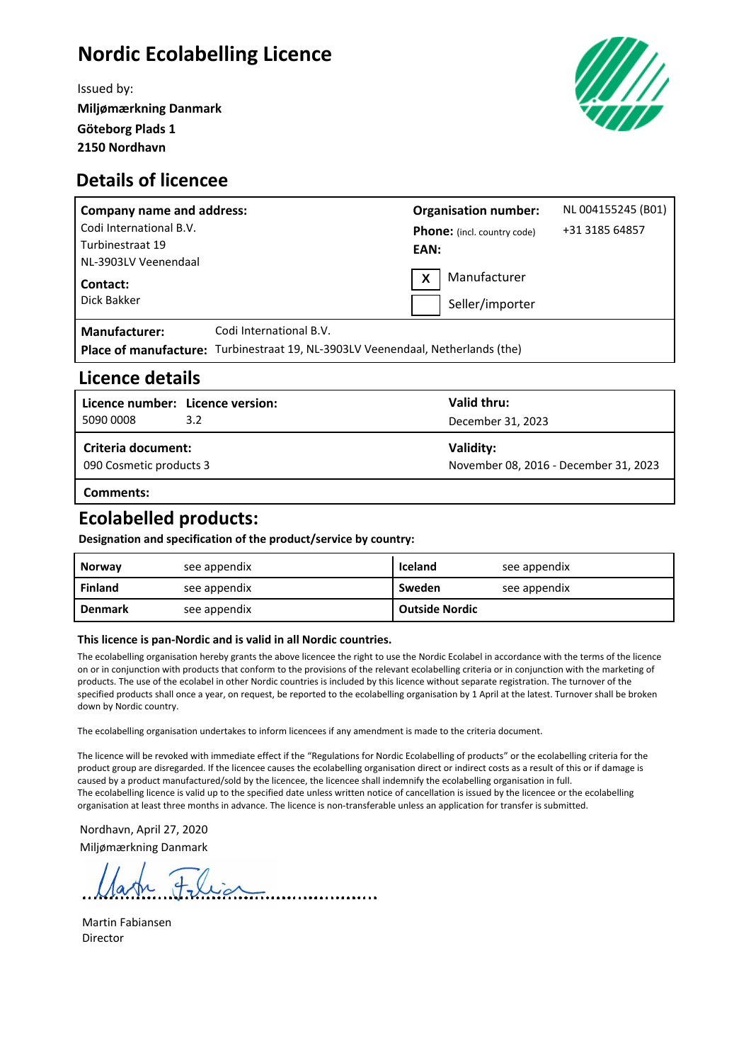# Nordic Ecolabelling Licence

Issued by:
**Miljømærkning Danmark**
**Göteborg Plads 1**
**2150 Nordhavn**

## Details of licencee

| | |
|---|---|
| **Company name and address:**<br>Codi International B.V.<br>Turbinestraat 19<br>NL-3903LV Veenendaal<br>**Contact:**<br>Dick Bakker | **Organisation number:** NL 004155245 (B01)<br>**Phone:** (incl. country code) +31 3185 64857<br>**EAN:**<br>[X] Manufacturer<br>[ ] Seller/importer |

**Manufacturer:** Codi International B.V.
**Place of manufacture:** Turbinestraat 19, NL-3903LV Veenendaal, Netherlands (the)

## Licence details

| **Licence number:** | **Licence version:** | **Valid thru:** |
|---|---|---|
| 5090 0008 | 3.2 | December 31, 2023 |
| **Criteria document:** | | **Validity:** |
| 090 Cosmetic products 3 | | November 08, 2016 - December 31, 2023 |
| **Comments:** | | |

## Ecolabelled products:

**Designation and specification of the product/service by country:**

| | | | |
|---|---|---|---|
| **Norway** | see appendix | **Iceland** | see appendix |
| **Finland** | see appendix | **Sweden** | see appendix |
| **Denmark** | see appendix | **Outside Nordic** | |

**This licence is pan-Nordic and is valid in all Nordic countries.**

The ecolabelling organisation hereby grants the above licencee the right to use the Nordic Ecolabel in accordance with the terms of the licence on or in conjunction with products that conform to the provisions of the relevant ecolabelling criteria or in conjunction with the marketing of products. The use of the ecolabel in other Nordic countries is included by this licence without separate registration. The turnover of the specified products shall once a year, on request, be reported to the ecolabelling organisation by 1 April at the latest. Turnover shall be broken down by Nordic country.

The ecolabelling organisation undertakes to inform licencees if any amendment is made to the criteria document.

The licence will be revoked with immediate effect if the "Regulations for Nordic Ecolabelling of products" or the ecolabelling criteria for the product group are disregarded. If the licencee causes the ecolabelling organisation direct or indirect costs as a result of this or if damage is caused by a product manufactured/sold by the licencee, the licencee shall indemnify the ecolabelling organisation in full.
The ecolabelling licence is valid up to the specified date unless written notice of cancellation is issued by the licencee or the ecolabelling organisation at least three months in advance. The licence is non-transferable unless an application for transfer is submitted.

Nordhavn, April 27, 2020
Miljømærkning Danmark

Martin Fabiansen
Director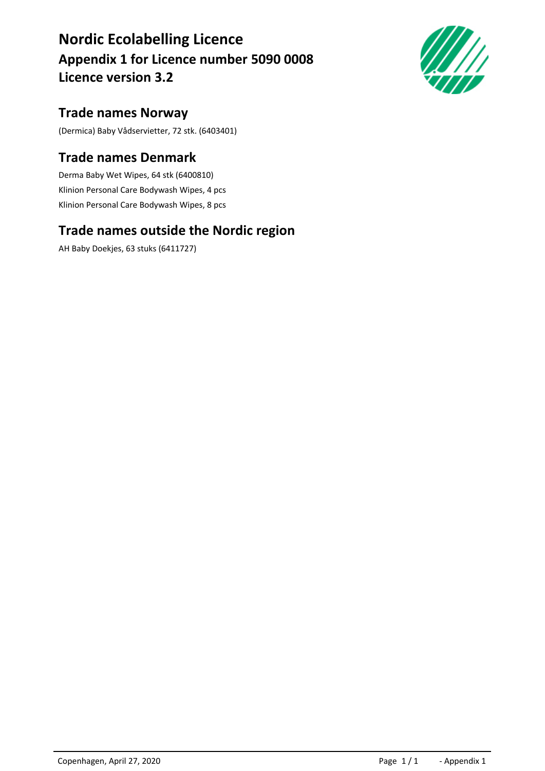# Nordic Ecolabelling Licence

## Appendix 1 for Licence number 5090 0008

## Licence version 3.2

### Trade names Norway

(Dermica) Baby Vådservietter, 72 stk. (6403401)

### Trade names Denmark

Derma Baby Wet Wipes, 64 stk (6400810)

Klinion Personal Care Bodywash Wipes, 4 pcs

Klinion Personal Care Bodywash Wipes, 8 pcs

### Trade names outside the Nordic region

AH Baby Doekjes, 63 stuks (6411727)

Copenhagen, April 27, 2020